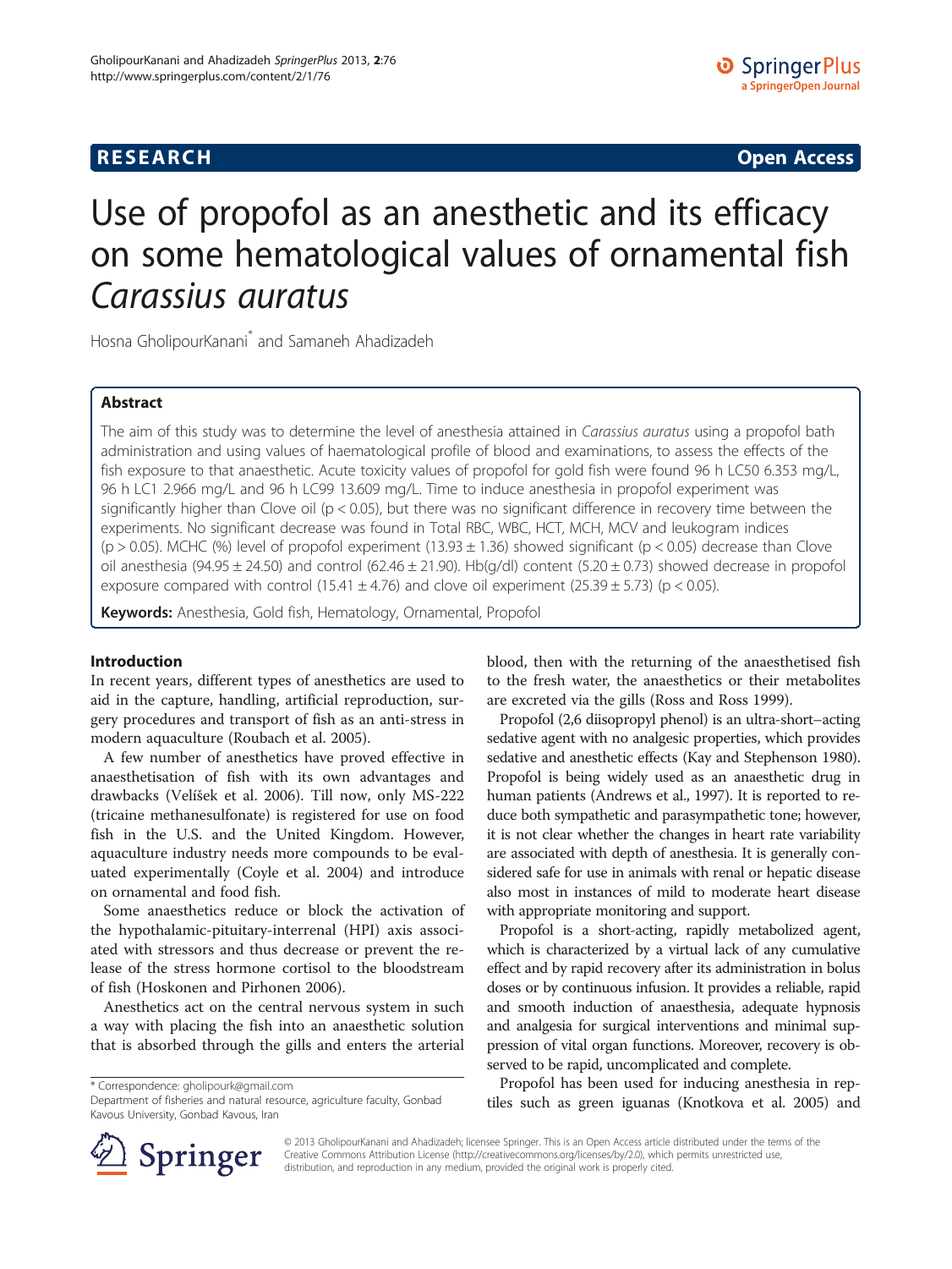**RESEARCH** **Open Access**

# Use of propofol as an anesthetic and its efficacy on some hematological values of ornamental fish *Carassius auratus*

Hosna GholipourKanani* and Samaneh Ahadizadeh

## Abstract

The aim of this study was to determine the level of anesthesia attained in *Carassius auratus* using a propofol bath administration and using values of haematological profile of blood and examinations, to assess the effects of the fish exposure to that anaesthetic. Acute toxicity values of propofol for gold fish were found 96 h LC50 6.353 mg/L, 96 h LC1 2.966 mg/L and 96 h LC99 13.609 mg/L. Time to induce anesthesia in propofol experiment was significantly higher than Clove oil ($p < 0.05$), but there was no significant difference in recovery time between the experiments. No significant decrease was found in Total RBC, WBC, HCT, MCH, MCV and leukogram indices ($p > 0.05$). MCHC (%) level of propofol experiment ($13.93 \pm 1.36$) showed significant ($p < 0.05$) decrease than Clove oil anesthesia ($94.95 \pm 24.50$) and control ($62.46 \pm 21.90$). Hb(g/dl) content ($5.20 \pm 0.73$) showed decrease in propofol exposure compared with control ($15.41 \pm 4.76$) and clove oil experiment ($25.39 \pm 5.73$) ($p < 0.05$).

**Keywords:** Anesthesia, Gold fish, Hematology, Ornamental, Propofol

## Introduction

In recent years, different types of anesthetics are used to aid in the capture, handling, artificial reproduction, surgery procedures and transport of fish as an anti-stress in modern aquaculture (Roubach et al. 2005).

A few number of anesthetics have proved effective in anaesthetisation of fish with its own advantages and drawbacks (Velíšek et al. 2006). Till now, only MS-222 (tricaine methanesulfonate) is registered for use on food fish in the U.S. and the United Kingdom. However, aquaculture industry needs more compounds to be evaluated experimentally (Coyle et al. 2004) and introduce on ornamental and food fish.

Some anaesthetics reduce or block the activation of the hypothalamic-pituitary-interrenal (HPI) axis associated with stressors and thus decrease or prevent the release of the stress hormone cortisol to the bloodstream of fish (Hoskonen and Pirhonen 2006).

Anesthetics act on the central nervous system in such a way with placing the fish into an anaesthetic solution that is absorbed through the gills and enters the arterial blood, then with the returning of the anaesthetised fish to the fresh water, the anaesthetics or their metabolites are excreted via the gills (Ross and Ross 1999).

Propofol (2,6 diisopropyl phenol) is an ultra-short–acting sedative agent with no analgesic properties, which provides sedative and anesthetic effects (Kay and Stephenson 1980). Propofol is being widely used as an anaesthetic drug in human patients (Andrews et al., 1997). It is reported to reduce both sympathetic and parasympathetic tone; however, it is not clear whether the changes in heart rate variability are associated with depth of anesthesia. It is generally considered safe for use in animals with renal or hepatic disease also most in instances of mild to moderate heart disease with appropriate monitoring and support.

Propofol is a short-acting, rapidly metabolized agent, which is characterized by a virtual lack of any cumulative effect and by rapid recovery after its administration in bolus doses or by continuous infusion. It provides a reliable, rapid and smooth induction of anaesthesia, adequate hypnosis and analgesia for surgical interventions and minimal suppression of vital organ functions. Moreover, recovery is observed to be rapid, uncomplicated and complete.

Propofol has been used for inducing anesthesia in reptiles such as green iguanas (Knotkova et al. 2005) and

\* Correspondence: gholipourk@gmail.com
Department of fisheries and natural resource, agriculture faculty, Gonbad Kavous University, Gonbad Kavous, Iran

© 2013 GholipourKanani and Ahadizadeh; licensee Springer. This is an Open Access article distributed under the terms of the Creative Commons Attribution License (http://creativecommons.org/licenses/by/2.0), which permits unrestricted use, distribution, and reproduction in any medium, provided the original work is properly cited.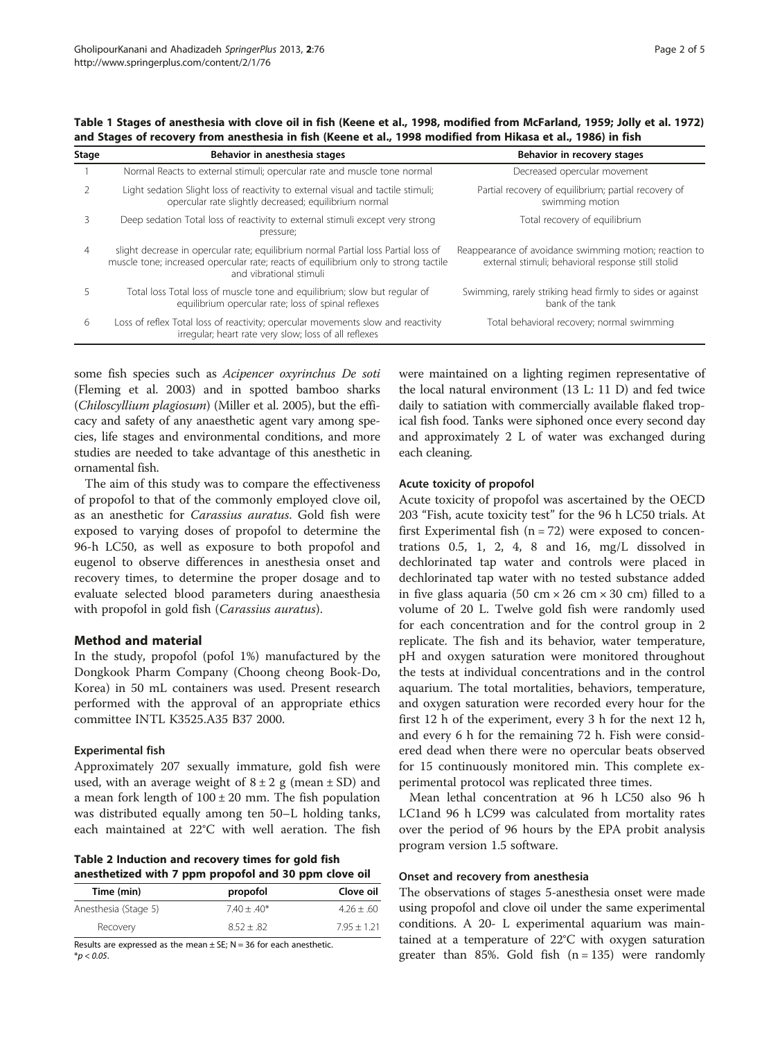**Table 1 Stages of anesthesia with clove oil in fish (Keene et al., 1998, modified from McFarland, 1959; Jolly et al. 1972) and Stages of recovery from anesthesia in fish (Keene et al., 1998 modified from Hikasa et al., 1986) in fish**

| Stage | Behavior in anesthesia stages | Behavior in recovery stages |
|---|---|---|
| 1 | Normal Reacts to external stimuli; opercular rate and muscle tone normal | Decreased opercular movement |
| 2 | Light sedation Slight loss of reactivity to external visual and tactile stimuli; opercular rate slightly decreased; equilibrium normal | Partial recovery of equilibrium; partial recovery of swimming motion |
| 3 | Deep sedation Total loss of reactivity to external stimuli except very strong pressure; | Total recovery of equilibrium |
| 4 | slight decrease in opercular rate; equilibrium normal Partial loss Partial loss of muscle tone; increased opercular rate; reacts of equilibrium only to strong tactile and vibrational stimuli | Reappearance of avoidance swimming motion; reaction to external stimuli; behavioral response still stolid |
| 5 | Total loss Total loss of muscle tone and equilibrium; slow but regular of equilibrium opercular rate; loss of spinal reflexes | Swimming, rarely striking head firmly to sides or against bank of the tank |
| 6 | Loss of reflex Total loss of reactivity; opercular movements slow and reactivity irregular; heart rate very slow; loss of all reflexes | Total behavioral recovery; normal swimming |

some fish species such as *Acipencer oxyrinchus De soti* (Fleming et al. 2003) and in spotted bamboo sharks (*Chiloscyllium plagiosum*) (Miller et al. 2005), but the efficacy and safety of any anaesthetic agent vary among species, life stages and environmental conditions, and more studies are needed to take advantage of this anesthetic in ornamental fish.

The aim of this study was to compare the effectiveness of propofol to that of the commonly employed clove oil, as an anesthetic for *Carassius auratus*. Gold fish were exposed to varying doses of propofol to determine the 96-h LC50, as well as exposure to both propofol and eugenol to observe differences in anesthesia onset and recovery times, to determine the proper dosage and to evaluate selected blood parameters during anaesthesia with propofol in gold fish (*Carassius auratus*).

## Method and material

In the study, propofol (pofol 1%) manufactured by the Dongkook Pharm Company (Choong cheong Book-Do, Korea) in 50 mL containers was used. Present research performed with the approval of an appropriate ethics committee INTL K3525.A35 B37 2000.

### Experimental fish

Approximately 207 sexually immature, gold fish were used, with an average weight of $8 \pm 2$ g (mean ± SD) and a mean fork length of $100 \pm 20$ mm. The fish population was distributed equally among ten 50–L holding tanks, each maintained at 22°C with well aeration. The fish were maintained on a lighting regimen representative of the local natural environment (13 L: 11 D) and fed twice daily to satiation with commercially available flaked tropical fish food. Tanks were siphoned once every second day and approximately 2 L of water was exchanged during each cleaning.

**Table 2 Induction and recovery times for gold fish anesthetized with 7 ppm propofol and 30 ppm clove oil**

| Time (min) | propofol | Clove oil |
|---|---|---|
| Anesthesia (Stage 5) | 7.40 ± .40* | 4.26 ± .60 |
| Recovery | 8.52 ± .82 | 7.95 ± 1.21 |

Results are expressed as the mean ± SE; N = 36 for each anesthetic.
*$p < 0.05$.

### Acute toxicity of propofol

Acute toxicity of propofol was ascertained by the OECD 203 "Fish, acute toxicity test" for the 96 h LC50 trials. At first Experimental fish (n = 72) were exposed to concentrations 0.5, 1, 2, 4, 8 and 16, mg/L dissolved in dechlorinated tap water and controls were placed in dechlorinated tap water with no tested substance added in five glass aquaria (50 cm × 26 cm × 30 cm) filled to a volume of 20 L. Twelve gold fish were randomly used for each concentration and for the control group in 2 replicate. The fish and its behavior, water temperature, pH and oxygen saturation were monitored throughout the tests at individual concentrations and in the control aquarium. The total mortalities, behaviors, temperature, and oxygen saturation were recorded every hour for the first 12 h of the experiment, every 3 h for the next 12 h, and every 6 h for the remaining 72 h. Fish were considered dead when there were no opercular beats observed for 15 continuously monitored min. This complete experimental protocol was replicated three times.

Mean lethal concentration at 96 h LC50 also 96 h LC1and 96 h LC99 was calculated from mortality rates over the period of 96 hours by the EPA probit analysis program version 1.5 software.

### Onset and recovery from anesthesia

The observations of stages 5-anesthesia onset were made using propofol and clove oil under the same experimental conditions. A 20- L experimental aquarium was maintained at a temperature of 22°C with oxygen saturation greater than 85%. Gold fish (n = 135) were randomly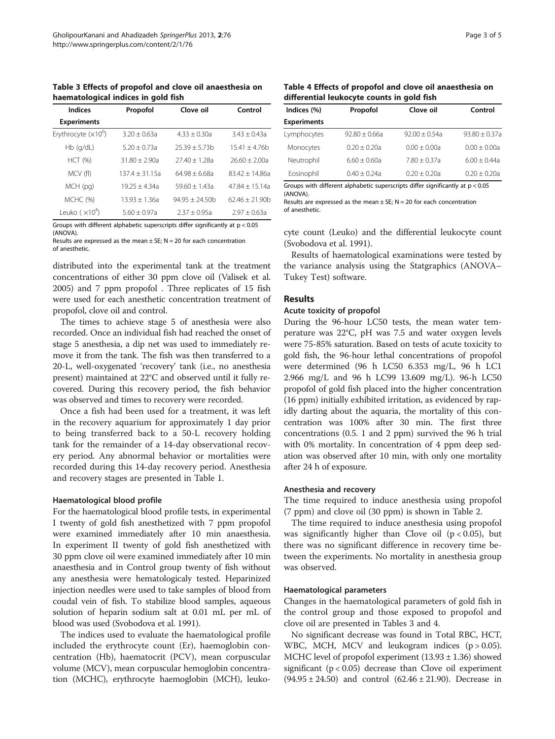**Table 3 Effects of propofol and clove oil anaesthesia on haematological indices in gold fish**

| Indices | Propofol | Clove oil | Control |
|---|---|---|---|
| Experiments | | | |
| Erythrocyte ($\times 10^6$) | 3.20 ± 0.63a | 4.33 ± 0.30a | 3.43 ± 0.43a |
| Hb (g/dL) | 5.20 ± 0.73a | 25.39 ± 5.73b | 15.41 ± 4.76b |
| HCT (%) | 31.80 ± 2.90a | 27.40 ± 1.28a | 26.60 ± 2.00a |
| MCV (fl) | 137.4 ± 31.15a | 64.98 ± 6.68a | 83.42 ± 14.86a |
| MCH (pg) | 19.25 ± 4.34a | 59.60 ± 1.43a | 47.84 ± 15.14a |
| MCHC (%) | 13.93 ± 1.36a | 94.95 ± 24.50b | 62.46 ± 21.90b |
| Leuko ($\times 10^4$) | 5.60 ± 0.97a | 2.37 ± 0.95a | 2.97 ± 0.63a |

Groups with different alphabetic superscripts differ significantly at $p < 0.05$ (ANOVA).
Results are expressed as the mean ± SE; N = 20 for each concentration of anesthetic.

distributed into the experimental tank at the treatment concentrations of either 30 ppm clove oil (Valisek et al. 2005) and 7 ppm propofol . Three replicates of 15 fish were used for each anesthetic concentration treatment of propofol, clove oil and control.

The times to achieve stage 5 of anesthesia were also recorded. Once an individual fish had reached the onset of stage 5 anesthesia, a dip net was used to immediately remove it from the tank. The fish was then transferred to a 20-L, well-oxygenated 'recovery' tank (i.e., no anesthesia present) maintained at 22°C and observed until it fully recovered. During this recovery period, the fish behavior was observed and times to recovery were recorded.

Once a fish had been used for a treatment, it was left in the recovery aquarium for approximately 1 day prior to being transferred back to a 50-L recovery holding tank for the remainder of a 14-day observational recovery period. Any abnormal behavior or mortalities were recorded during this 14-day recovery period. Anesthesia and recovery stages are presented in Table 1.

#### Haematological blood profile

For the haematological blood profile tests, in experimental I twenty of gold fish anesthetized with 7 ppm propofol were examined immediately after 10 min anaesthesia. In experiment II twenty of gold fish anesthetized with 30 ppm clove oil were examined immediately after 10 min anaesthesia and in Control group twenty of fish without any anesthesia were hematologicaly tested. Heparinized injection needles were used to take samples of blood from coudal vein of fish. To stabilize blood samples, aqueous solution of heparin sodium salt at 0.01 mL per mL of blood was used (Svobodova et al. 1991).

The indices used to evaluate the haematological profile included the erythrocyte count (Er), haemoglobin concentration (Hb), haematocrit (PCV), mean corpuscular volume (MCV), mean corpuscular hemoglobin concentration (MCHC), erythrocyte haemoglobin (MCH), leukocyte count (Leuko) and the differential leukocyte count (Svobodova et al. 1991).

**Table 4 Effects of propofol and clove oil anaesthesia on differential leukocyte counts in gold fish**

| Indices (%) | Propofol | Clove oil | Control |
|---|---|---|---|
| Experiments | | | |
| Lymphocytes | 92.80 ± 0.66a | 92.00 ± 0.54a | 93.80 ± 0.37a |
| Monocytes | 0.20 ± 0.20a | 0.00 ± 0.00a | 0.00 ± 0.00a |
| Neutrophil | 6.60 ± 0.60a | 7.80 ± 0.37a | 6.00 ± 0.44a |
| Eosinophil | 0.40 ± 0.24a | 0.20 ± 0.20a | 0.20 ± 0.20a |

Groups with different alphabetic superscripts differ significantly at $p < 0.05$ (ANOVA).
Results are expressed as the mean ± SE; N = 20 for each concentration of anesthetic.

Results of haematological examinations were tested by the variance analysis using the Statgraphics (ANOVA–Tukey Test) software.

## Results

#### Acute toxicity of propofol

During the 96-hour LC50 tests, the mean water temperature was 22°C, pH was 7.5 and water oxygen levels were 75-85% saturation. Based on tests of acute toxicity to gold fish, the 96-hour lethal concentrations of propofol were determined (96 h LC50 6.353 mg/L, 96 h LC1 2.966 mg/L and 96 h LC99 13.609 mg/L). 96-h LC50 propofol of gold fish placed into the higher concentration (16 ppm) initially exhibited irritation, as evidenced by rapidly darting about the aquaria, the mortality of this concentration was 100% after 30 min. The first three concentrations (0.5. 1 and 2 ppm) survived the 96 h trial with 0% mortality. In concentration of 4 ppm deep sedation was observed after 10 min, with only one mortality after 24 h of exposure.

#### Anesthesia and recovery

The time required to induce anesthesia using propofol (7 ppm) and clove oil (30 ppm) is shown in Table 2.

The time required to induce anesthesia using propofol was significantly higher than Clove oil ($p < 0.05$), but there was no significant difference in recovery time between the experiments. No mortality in anesthesia group was observed.

#### Haematological parameters

Changes in the haematological parameters of gold fish in the control group and those exposed to propofol and clove oil are presented in Tables 3 and 4.

No significant decrease was found in Total RBC, HCT, WBC, MCH, MCV and leukogram indices ($p > 0.05$). MCHC level of propofol experiment (13.93 ± 1.36) showed significant ($p < 0.05$) decrease than Clove oil experiment (94.95 ± 24.50) and control (62.46 ± 21.90). Decrease in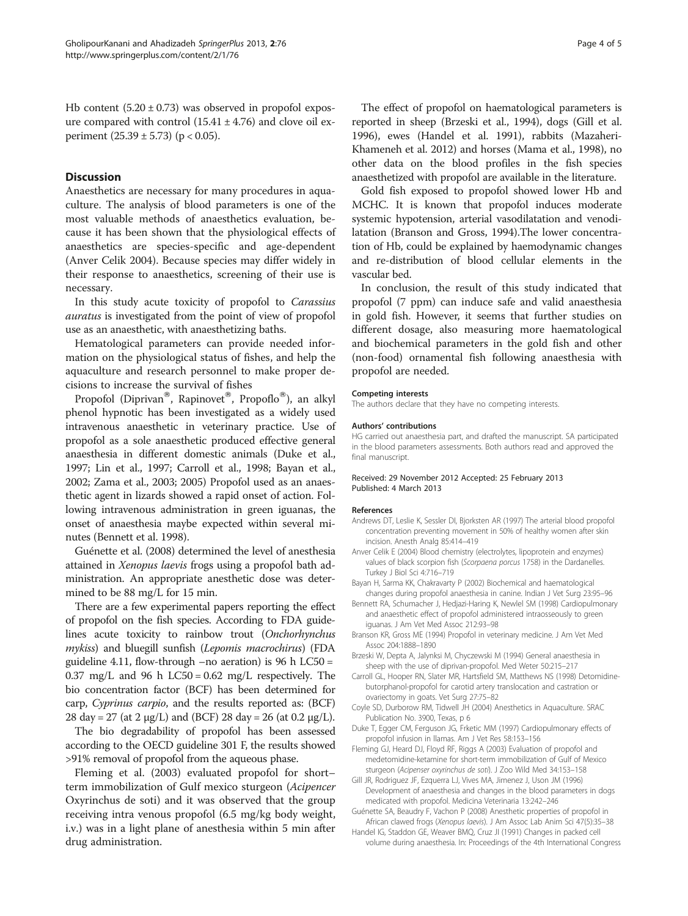Hb content ($5.20 \pm 0.73$) was observed in propofol exposure compared with control ($15.41 \pm 4.76$) and clove oil experiment ($25.39 \pm 5.73$) ($p < 0.05$).

## Discussion

Anaesthetics are necessary for many procedures in aquaculture. The analysis of blood parameters is one of the most valuable methods of anaesthetics evaluation, because it has been shown that the physiological effects of anaesthetics are species-specific and age-dependent (Anver Celik 2004). Because species may differ widely in their response to anaesthetics, screening of their use is necessary.

In this study acute toxicity of propofol to *Carassius auratus* is investigated from the point of view of propofol use as an anaesthetic, with anaesthetizing baths.

Hematological parameters can provide needed information on the physiological status of fishes, and help the aquaculture and research personnel to make proper decisions to increase the survival of fishes

Propofol (Diprivan®, Rapinovet®, Propoflo®), an alkyl phenol hypnotic has been investigated as a widely used intravenous anaesthetic in veterinary practice. Use of propofol as a sole anaesthetic produced effective general anaesthesia in different domestic animals (Duke et al., 1997; Lin et al., 1997; Carroll et al., 1998; Bayan et al., 2002; Zama et al., 2003; 2005) Propofol used as an anaesthetic agent in lizards showed a rapid onset of action. Following intravenous administration in green iguanas, the onset of anaesthesia maybe expected within several minutes (Bennett et al. 1998).

Guénette et al. (2008) determined the level of anesthesia attained in *Xenopus laevis* frogs using a propofol bath administration. An appropriate anesthetic dose was determined to be 88 mg/L for 15 min.

There are a few experimental papers reporting the effect of propofol on the fish species. According to FDA guidelines acute toxicity to rainbow trout (*Onchorhynchus mykiss*) and bluegill sunfish (*Lepomis macrochirus*) (FDA guideline 4.11, flow-through –no aeration) is 96 h $LC50 = 0.37$ mg/L and 96 h $LC50 = 0.62$ mg/L respectively. The bio concentration factor (BCF) has been determined for carp, *Cyprinus carpio*, and the results reported as: (BCF) 28 day = 27 (at 2 μg/L) and (BCF) 28 day = 26 (at 0.2 μg/L).

The bio degradability of propofol has been assessed according to the OECD guideline 301 F, the results showed >91% removal of propofol from the aqueous phase.

Fleming et al. (2003) evaluated propofol for short–term immobilization of Gulf mexico sturgeon (*Acipencer* Oxyrinchus de soti) and it was observed that the group receiving intra venous propofol (6.5 mg/kg body weight, i.v.) was in a light plane of anesthesia within 5 min after drug administration.

The effect of propofol on haematological parameters is reported in sheep (Brzeski et al., 1994), dogs (Gill et al. 1996), ewes (Handel et al. 1991), rabbits (Mazaheri-Khameneh et al. 2012) and horses (Mama et al., 1998), no other data on the blood profiles in the fish species anaesthetized with propofol are available in the literature.

Gold fish exposed to propofol showed lower Hb and MCHC. It is known that propofol induces moderate systemic hypotension, arterial vasodilatation and venodilatation (Branson and Gross, 1994).The lower concentration of Hb, could be explained by haemodynamic changes and re-distribution of blood cellular elements in the vascular bed.

In conclusion, the result of this study indicated that propofol (7 ppm) can induce safe and valid anaesthesia in gold fish. However, it seems that further studies on different dosage, also measuring more haematological and biochemical parameters in the gold fish and other (non-food) ornamental fish following anaesthesia with propofol are needed.

#### Competing interests
The authors declare that they have no competing interests.

#### Authors' contributions
HG carried out anaesthesia part, and drafted the manuscript. SA participated in the blood parameters assessments. Both authors read and approved the final manuscript.

Received: 29 November 2012 Accepted: 25 February 2013
Published: 4 March 2013

#### References

- Andrews DT, Leslie K, Sessler DI, Bjorksten AR (1997) The arterial blood propofol concentration preventing movement in 50% of healthy women after skin incision. Anesth Analg 85:414–419
- Anver Celik E (2004) Blood chemistry (electrolytes, lipoprotein and enzymes) values of black scorpion fish (*Scorpaena porcus* 1758) in the Dardanelles. Turkey J Biol Sci 4:716–719
- Bayan H, Sarma KK, Chakravarty P (2002) Biochemical and haematological changes during propofol anaesthesia in canine. Indian J Vet Surg 23:95–96
- Bennett RA, Schumacher J, Hedjazi-Haring K, Newlel SM (1998) Cardiopulmonary and anaesthetic effect of propofol administered intraosseously to green iguanas. J Am Vet Med Assoc 212:93–98
- Branson KR, Gross ME (1994) Propofol in veterinary medicine. J Am Vet Med Assoc 204:1888–1890
- Brzeski W, Depta A, Jalynksi M, Chyczewski M (1994) General anaesthesia in sheep with the use of diprivan-propofol. Med Weter 50:215–217
- Carroll GL, Hooper RN, Slater MR, Hartsfield SM, Matthews NS (1998) Detomidine-butorphanol-propofol for carotid artery translocation and castration or ovariectomy in goats. Vet Surg 27:75–82
- Coyle SD, Durborow RM, Tidwell JH (2004) Anesthetics in Aquaculture. SRAC Publication No. 3900, Texas, p 6
- Duke T, Egger CM, Ferguson JG, Frketic MM (1997) Cardiopulmonary effects of propofol infusion in llamas. Am J Vet Res 58:153–156
- Fleming GJ, Heard DJ, Floyd RF, Riggs A (2003) Evaluation of propofol and medetomidine-ketamine for short-term immobilization of Gulf of Mexico sturgeon (*Acipenser oxyrinchus de soti*). J Zoo Wild Med 34:153–158
- Gill JR, Rodriguez JF, Ezquerra LJ, Vives MA, Jimenez J, Uson JM (1996) Development of anaesthesia and changes in the blood parameters in dogs medicated with propofol. Medicina Veterinaria 13:242–246
- Guénette SA, Beaudry F, Vachon P (2008) Anesthetic properties of propofol in African clawed frogs (*Xenopus laevis*). J Am Assoc Lab Anim Sci 47(5):35–38
- Handel IG, Staddon GE, Weaver BMQ, Cruz JI (1991) Changes in packed cell volume during anaesthesia. In: Proceedings of the 4th International Congress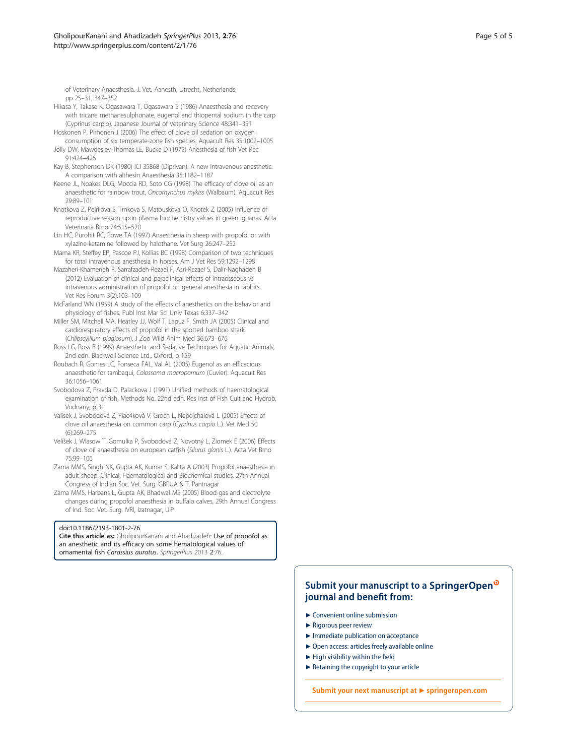of Veterinary Anaesthesia. J. Vet. Aanesth, Utrecht, Netherlands, pp 25–31, 347–352

Hikasa Y, Takase K, Ogasawara T, Ogasawara S (1986) Anaesthesia and recovery with tricane methanesulphonate, eugenol and thiopental sodium in the carp (Cyprinus carpio). Japanese Journal of Veterinary Science 48:341–351

Hoskonen P, Pirhonen J (2006) The effect of clove oil sedation on oxygen consumption of six temperate-zone fish species. Aquacult Res 35:1002–1005

Jolly DW, Mawdesley-Thomas LE, Bucke D (1972) Anesthesia of fish Vet Rec 91:424–426

Kay B, Stephenson DK (1980) ICI 35868 (Diprivan): A new intravenous anesthetic. A comparison with althesin Anaesthesia 35:1182–1187

Keene JL, Noakes DLG, Moccia RD, Soto CG (1998) The efficacy of clove oil as an anaesthetic for rainbow trout, *Oncorhynchus mykiss* (Walbaum). Aquacult Res 29:89–101

Knotkova Z, Pejrilova S, Trnkova S, Matouskova O, Knotek Z (2005) Influence of reproductive season upon plasma biochemistry values in green iguanas. Acta Veterinaria Brno 74:515–520

Lin HC, Purohit RC, Powe TA (1997) Anaesthesia in sheep with propofol or with xylazine-ketamine followed by halothane. Vet Surg 26:247–252

Mama KR, Steffey EP, Pascoe PJ, Kollias BC (1998) Comparison of two techniques for total intravenous anesthesia in horses. Am J Vet Res 59:1292–1298

Mazaheri-Khameneh R, Sarrafzadeh-Rezaei F, Asri-Rezaei S, Dalir-Naghadeh B (2012) Evaluation of clinical and paraclinical effects of intraosseous vs intravenous administration of propofol on general anesthesia in rabbits. Vet Res Forum 3(2):103–109

McFarland WN (1959) A study of the effects of anesthetics on the behavior and physiology of fishes. Publ Inst Mar Sci Univ Texas 6:337–342

Miller SM, Mitchell MA, Heatley JJ, Wolf T, Lapuz F, Smith JA (2005) Clinical and cardiorespiratory effects of propofol in the spotted bamboo shark (*Chiloscyllium plagiosum*). J Zoo Wild Anim Med 36:673–676

Ross LG, Ross B (1999) Anaesthetic and Sedative Techniques for Aquatic Animals, 2nd edn. Blackwell Science Ltd., Oxford, p 159

Roubach R, Gomes LC, Fonseca FAL, Val AL (2005) Eugenol as an efficacious anaesthetic for tambaqui, *Colossoma macropomum* (Cuvier). Aquacult Res 36:1056–1061

Svobodova Z, Pravda D, Palackova J (1991) Unified methods of haematological examination of fish, Methods No. 22nd edn. Res Inst of Fish Cult and Hydrob, Vodnany, p 31

Valisek J, Svobodová Z, Piac4ková V, Groch L, Nepejchalová L (2005) Effects of clove oil anaesthesia on common carp (*Cyprinus carpio* L.). Vet Med 50 (6):269–275

Velíšek J, Wlasow T, Gomulka P, Svobodová Z, Novotný L, Ziomek E (2006) Effects of clove oil anaesthesia on european catfish (*Silurus glanis* L.). Acta Vet Brno 75:99–106

Zama MMS, Singh NK, Gupta AK, Kumar S, Kalita A (2003) Propofol anaesthesia in adult sheep: Clinical, Haematological and Biochemical studies, 27th Annual Congress of Indian Soc. Vet. Surg. GBPUA & T. Pantnagar

Zama MMS, Harbans L, Gupta AK, Bhadwal MS (2005) Blood gas and electrolyte changes during propofol anaesthesia in buffalo calves, 29th Annual Congress of Ind. Soc. Vet. Surg. IVRI, Izatnagar, U.P

doi:10.1186/2193-1801-2-76

**Cite this article as:** GholipourKanani and Ahadizadeh: Use of propofol as an anesthetic and its efficacy on some hematological values of ornamental fish *Carassius auratus*. *SpringerPlus* 2013 **2**:76.

**Submit your manuscript to a SpringerOpen journal and benefit from:**

- ► Convenient online submission
- ► Rigorous peer review
- ► Immediate publication on acceptance
- ► Open access: articles freely available online
- ► High visibility within the field
- ► Retaining the copyright to your article

**Submit your next manuscript at ► springeropen.com**